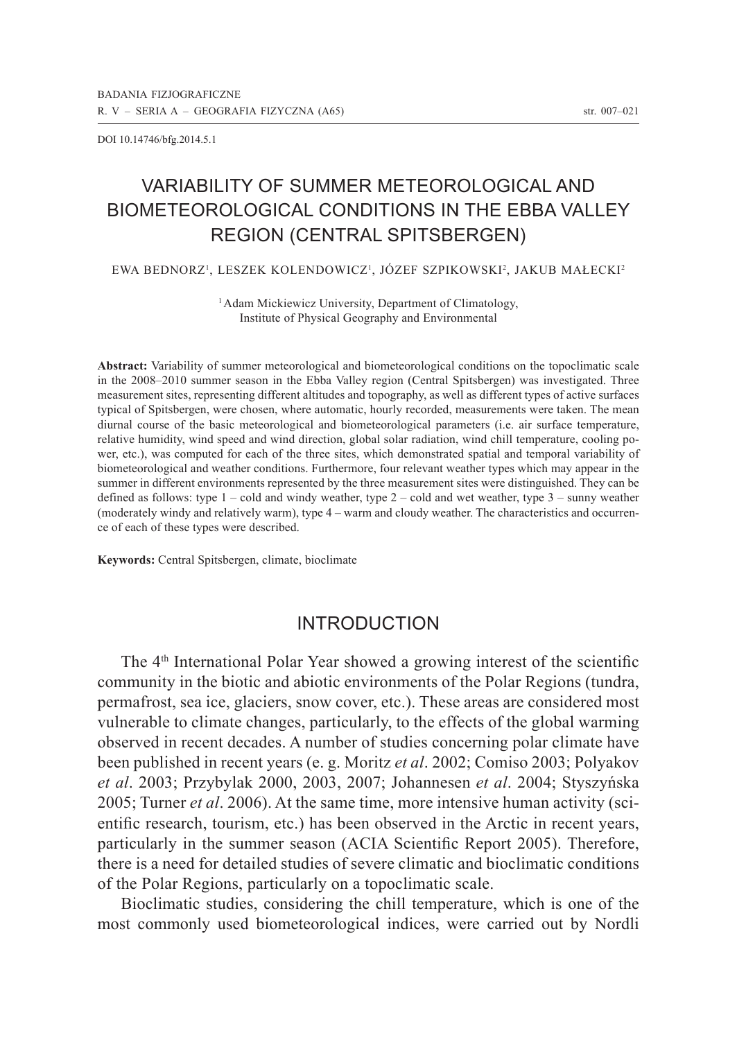DOI 10.14746/bfg.2014.5.1

# VARIABILITY OF SUMMER METEOROLOGICAL AND BIOMETEOROLOGICAL CONDITIONS IN THE EBBA VALLEY REGION (CENTRAL SPITSBERGEN)

EWA BEDNORZ[1], LESZEK KOLENDOWICZ[1], JÓZEF SZPIKOWSKI[2], JAKUB MAŁECKI[2]

[1] Adam Mickiewicz University, Department of Climatology, Institute of Physical Geography and Environmental

**Abstract:** Variability of summer meteorological and biometeorological conditions on the topoclimatic scale in the 2008–2010 summer season in the Ebba Valley region (Central Spitsbergen) was investigated. Three measurement sites, representing different altitudes and topography, as well as different types of active surfaces typical of Spitsbergen, were chosen, where automatic, hourly recorded, measurements were taken. The mean diurnal course of the basic meteorological and biometeorological parameters (i.e. air surface temperature, relative humidity, wind speed and wind direction, global solar radiation, wind chill temperature, cooling power, etc.), was computed for each of the three sites, which demonstrated spatial and temporal variability of biometeorological and weather conditions. Furthermore, four relevant weather types which may appear in the summer in different environments represented by the three measurement sites were distinguished. They can be defined as follows: type 1 – cold and windy weather, type 2 – cold and wet weather, type 3 – sunny weather (moderately windy and relatively warm), type 4 – warm and cloudy weather. The characteristics and occurrence of each of these types were described.

**Keywords:** Central Spitsbergen, climate, bioclimate

## INTRODUCTION

The 4th International Polar Year showed a growing interest of the scientific community in the biotic and abiotic environments of the Polar Regions (tundra, permafrost, sea ice, glaciers, snow cover, etc.). These areas are considered most vulnerable to climate changes, particularly, to the effects of the global warming observed in recent decades. A number of studies concerning polar climate have been published in recent years (e. g. Moritz *et al*. 2002; Comiso 2003; Polyakov *et al*. 2003; Przybylak 2000, 2003, 2007; Johannesen *et al*. 2004; Styszyńska 2005; Turner *et al*. 2006). At the same time, more intensive human activity (scientific research, tourism, etc.) has been observed in the Arctic in recent years, particularly in the summer season (ACIA Scientific Report 2005). Therefore, there is a need for detailed studies of severe climatic and bioclimatic conditions of the Polar Regions, particularly on a topoclimatic scale.

Bioclimatic studies, considering the chill temperature, which is one of the most commonly used biometeorological indices, were carried out by Nordli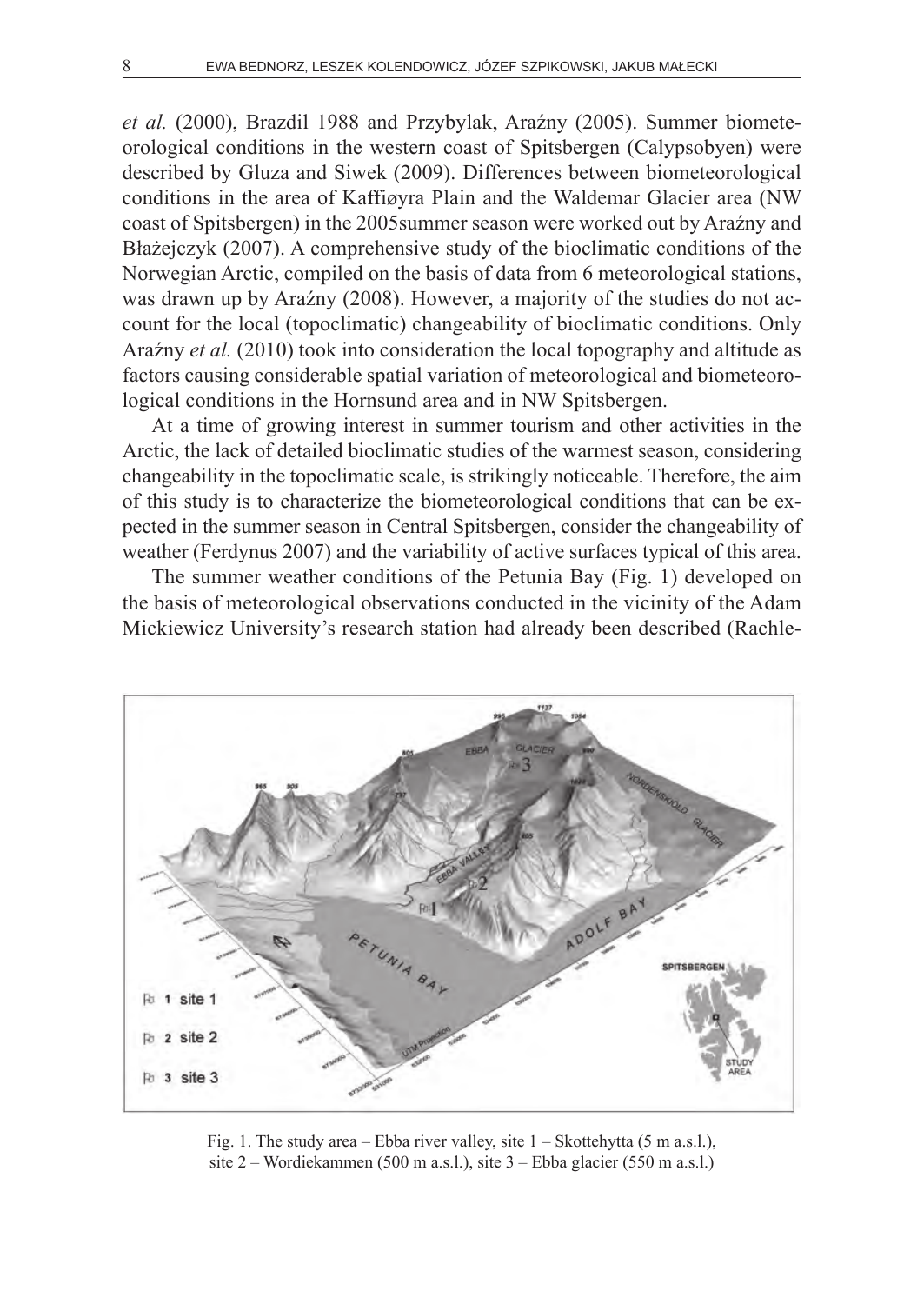*et al.* (2000), Brazdil 1988 and Przybylak, Araźny (2005). Summer biometeorological conditions in the western coast of Spitsbergen (Calypsobyen) were described by Gluza and Siwek (2009). Differences between biometeorological conditions in the area of Kaffiøyra Plain and the Waldemar Glacier area (NW coast of Spitsbergen) in the 2005summer season were worked out by Araźny and Błażejczyk (2007). A comprehensive study of the bioclimatic conditions of the Norwegian Arctic, compiled on the basis of data from 6 meteorological stations, was drawn up by Araźny (2008). However, a majority of the studies do not account for the local (topoclimatic) changeability of bioclimatic conditions. Only Araźny *et al.* (2010) took into consideration the local topography and altitude as factors causing considerable spatial variation of meteorological and biometeorological conditions in the Hornsund area and in NW Spitsbergen.

At a time of growing interest in summer tourism and other activities in the Arctic, the lack of detailed bioclimatic studies of the warmest season, considering changeability in the topoclimatic scale, is strikingly noticeable. Therefore, the aim of this study is to characterize the biometeorological conditions that can be expected in the summer season in Central Spitsbergen, consider the changeability of weather (Ferdynus 2007) and the variability of active surfaces typical of this area.

The summer weather conditions of the Petunia Bay (Fig. 1) developed on the basis of meteorological observations conducted in the vicinity of the Adam Mickiewicz University's research station had already been described (Rachle-

Fig. 1. The study area – Ebba river valley, site 1 – Skottehytta (5 m a.s.l.), site 2 – Wordiekammen (500 m a.s.l.), site 3 – Ebba glacier (550 m a.s.l.)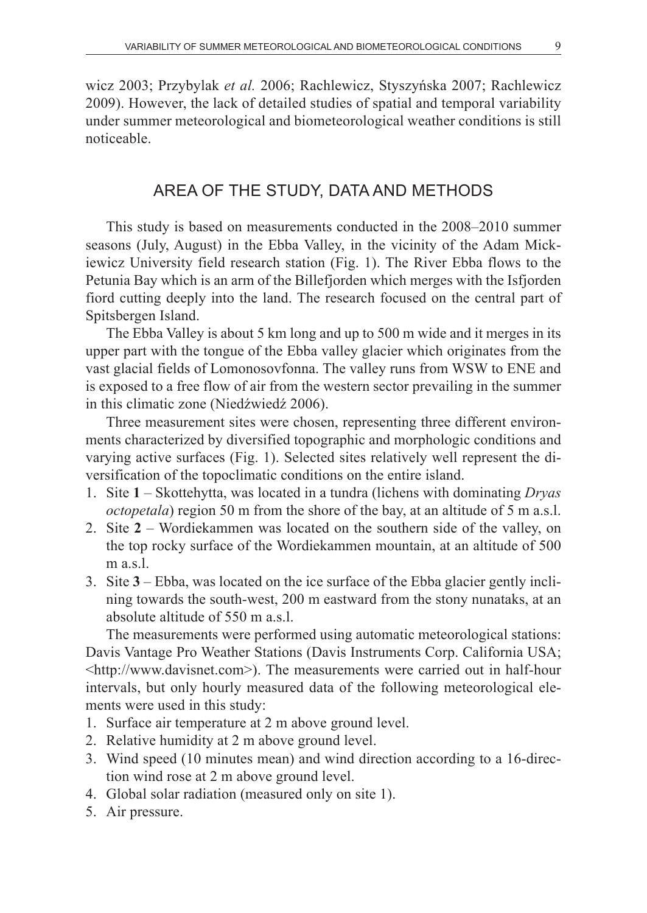wicz 2003; Przybylak *et al.* 2006; Rachlewicz, Styszyńska 2007; Rachlewicz 2009). However, the lack of detailed studies of spatial and temporal variability under summer meteorological and biometeorological weather conditions is still noticeable.

## AREA OF THE STUDY, DATA AND METHODS

This study is based on measurements conducted in the 2008–2010 summer seasons (July, August) in the Ebba Valley, in the vicinity of the Adam Mickiewicz University field research station (Fig. 1). The River Ebba flows to the Petunia Bay which is an arm of the Billefjorden which merges with the Isfjorden fiord cutting deeply into the land. The research focused on the central part of Spitsbergen Island.

The Ebba Valley is about 5 km long and up to 500 m wide and it merges in its upper part with the tongue of the Ebba valley glacier which originates from the vast glacial fields of Lomonosovfonna. The valley runs from WSW to ENE and is exposed to a free flow of air from the western sector prevailing in the summer in this climatic zone (Niedźwiedź 2006).

Three measurement sites were chosen, representing three different environments characterized by diversified topographic and morphologic conditions and varying active surfaces (Fig. 1). Selected sites relatively well represent the diversification of the topoclimatic conditions on the entire island.

1. Site **1** – Skottehytta, was located in a tundra (lichens with dominating *Dryas octopetala*) region 50 m from the shore of the bay, at an altitude of 5 m a.s.l.
2. Site **2** – Wordiekammen was located on the southern side of the valley, on the top rocky surface of the Wordiekammen mountain, at an altitude of 500 m a.s.l.
3. Site **3** – Ebba, was located on the ice surface of the Ebba glacier gently inclining towards the south-west, 200 m eastward from the stony nunataks, at an absolute altitude of 550 m a.s.l.

The measurements were performed using automatic meteorological stations: Davis Vantage Pro Weather Stations (Davis Instruments Corp. California USA; <http://www.davisnet.com>). The measurements were carried out in half-hour intervals, but only hourly measured data of the following meteorological elements were used in this study:

1. Surface air temperature at 2 m above ground level.
2. Relative humidity at 2 m above ground level.
3. Wind speed (10 minutes mean) and wind direction according to a 16-direction wind rose at 2 m above ground level.
4. Global solar radiation (measured only on site 1).
5. Air pressure.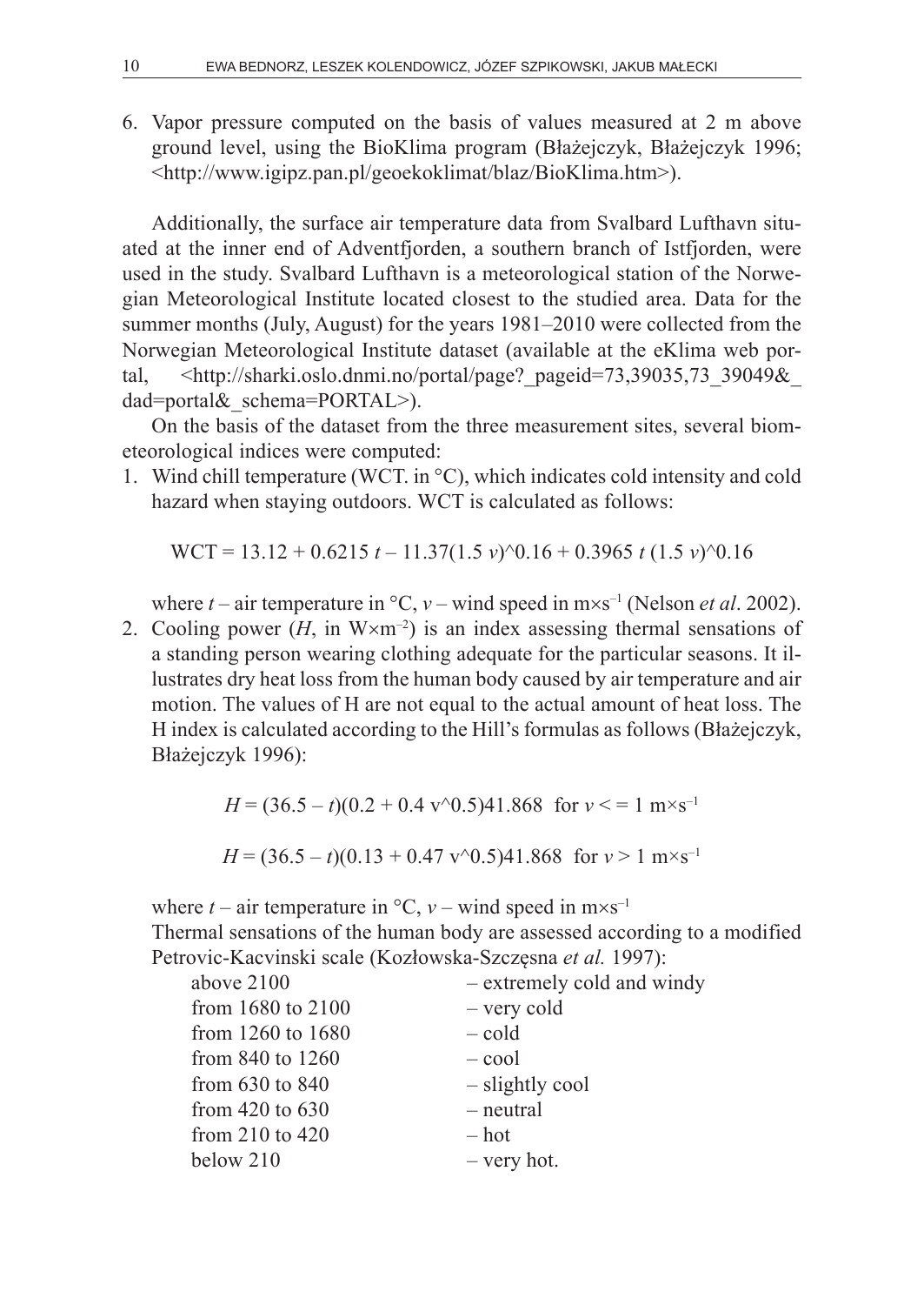6. Vapor pressure computed on the basis of values measured at 2 m above ground level, using the BioKlima program (Błażejczyk, Błażejczyk 1996; <http://www.igipz.pan.pl/geoekoklimat/blaz/BioKlima.htm>).

Additionally, the surface air temperature data from Svalbard Lufthavn situated at the inner end of Adventfjorden, a southern branch of Istfjorden, were used in the study. Svalbard Lufthavn is a meteorological station of the Norwegian Meteorological Institute located closest to the studied area. Data for the summer months (July, August) for the years 1981–2010 were collected from the Norwegian Meteorological Institute dataset (available at the eKlima web portal, <http://sharki.oslo.dnmi.no/portal/page?_pageid=73,39035,73_39049&_dad=portal&_schema=PORTAL>).

On the basis of the dataset from the three measurement sites, several biometeorological indices were computed:

1. Wind chill temperature (WCT. in °C), which indicates cold intensity and cold hazard when staying outdoors. WCT is calculated as follows:

$$WCT = 13.12 + 0.6215\, t - 11.37(1.5\, v)^{0.16} + 0.3965\, t\, (1.5\, v)^{0.16}$$

where $t$ – air temperature in °C, $v$ – wind speed in $m \times s^{-1}$ (Nelson *et al*. 2002).

2. Cooling power ($H$, in $W \times m^{-2}$) is an index assessing thermal sensations of a standing person wearing clothing adequate for the particular seasons. It illustrates dry heat loss from the human body caused by air temperature and air motion. The values of H are not equal to the actual amount of heat loss. The H index is calculated according to the Hill's formulas as follows (Błażejczyk, Błażejczyk 1996):

$$H = (36.5 - t)(0.2 + 0.4\, v^{0.5})41.868 \quad \text{for } v <= 1\ m \times s^{-1}$$

$$H = (36.5 - t)(0.13 + 0.47\, v^{0.5})41.868 \quad \text{for } v > 1\ m \times s^{-1}$$

where $t$ – air temperature in °C, $v$ – wind speed in $m \times s^{-1}$

Thermal sensations of the human body are assessed according to a modified Petrovic-Kacvinski scale (Kozłowska-Szczęsna *et al.* 1997):

| | |
|---|---|
| above 2100 | – extremely cold and windy |
| from 1680 to 2100 | – very cold |
| from 1260 to 1680 | – cold |
| from 840 to 1260 | – cool |
| from 630 to 840 | – slightly cool |
| from 420 to 630 | – neutral |
| from 210 to 420 | – hot |
| below 210 | – very hot. |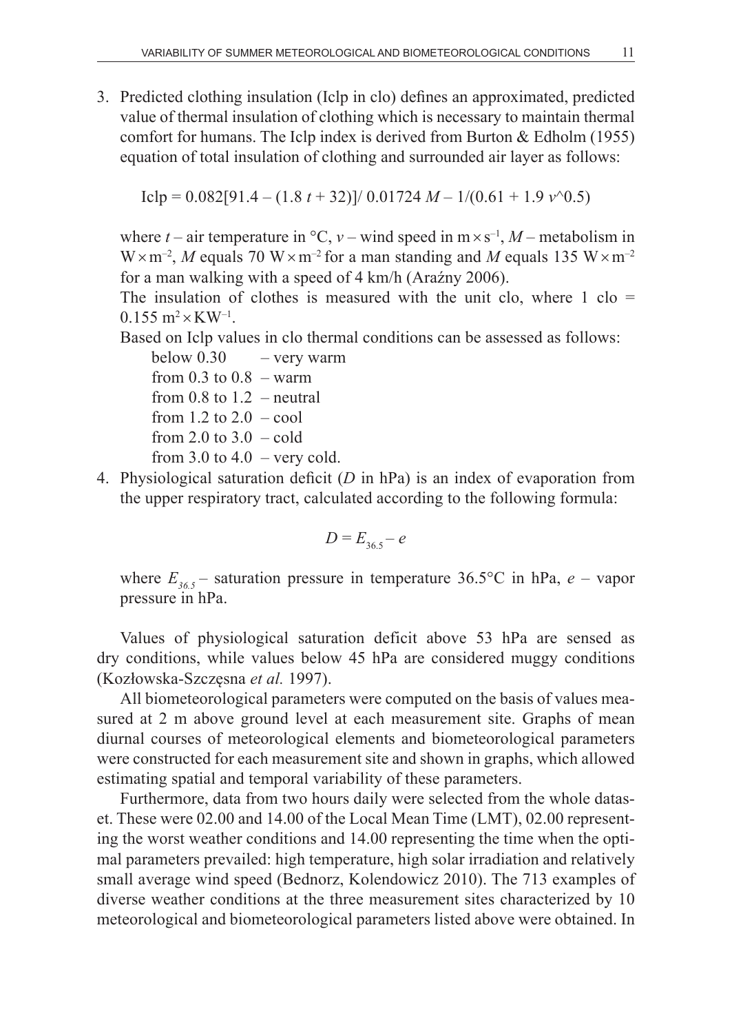3. Predicted clothing insulation (Iclp in clo) defines an approximated, predicted value of thermal insulation of clothing which is necessary to maintain thermal comfort for humans. The Iclp index is derived from Burton & Edholm (1955) equation of total insulation of clothing and surrounded air layer as follows:

   $$\text{Iclp} = 0.082[91.4 - (1.8\,t + 32)]/\ 0.01724\,M - 1/(0.61 + 1.9\,v\text{\^{}}0.5)$$

   where $t$ – air temperature in °C, $v$ – wind speed in $\text{m} \times \text{s}^{-1}$, $M$ – metabolism in $\text{W} \times \text{m}^{-2}$, $M$ equals 70 $\text{W} \times \text{m}^{-2}$ for a man standing and $M$ equals 135 $\text{W} \times \text{m}^{-2}$ for a man walking with a speed of 4 km/h (Araźny 2006).

   The insulation of clothes is measured with the unit clo, where 1 clo = 0.155 $\text{m}^2 \times \text{KW}^{-1}$.

   Based on Iclp values in clo thermal conditions can be assessed as follows:

   - below 0.30 – very warm
   - from 0.3 to 0.8 – warm
   - from 0.8 to 1.2 – neutral
   - from 1.2 to 2.0 – cool
   - from 2.0 to 3.0 – cold
   - from 3.0 to 4.0 – very cold.

4. Physiological saturation deficit ($D$ in hPa) is an index of evaporation from the upper respiratory tract, calculated according to the following formula:

   $$D = E_{36.5} - e$$

   where $E_{36.5}$ – saturation pressure in temperature 36.5°C in hPa, $e$ – vapor pressure in hPa.

Values of physiological saturation deficit above 53 hPa are sensed as dry conditions, while values below 45 hPa are considered muggy conditions (Kozłowska-Szczęsna *et al.* 1997).

All biometeorological parameters were computed on the basis of values measured at 2 m above ground level at each measurement site. Graphs of mean diurnal courses of meteorological elements and biometeorological parameters were constructed for each measurement site and shown in graphs, which allowed estimating spatial and temporal variability of these parameters.

Furthermore, data from two hours daily were selected from the whole dataset. These were 02.00 and 14.00 of the Local Mean Time (LMT), 02.00 representing the worst weather conditions and 14.00 representing the time when the optimal parameters prevailed: high temperature, high solar irradiation and relatively small average wind speed (Bednorz, Kolendowicz 2010). The 713 examples of diverse weather conditions at the three measurement sites characterized by 10 meteorological and biometeorological parameters listed above were obtained. In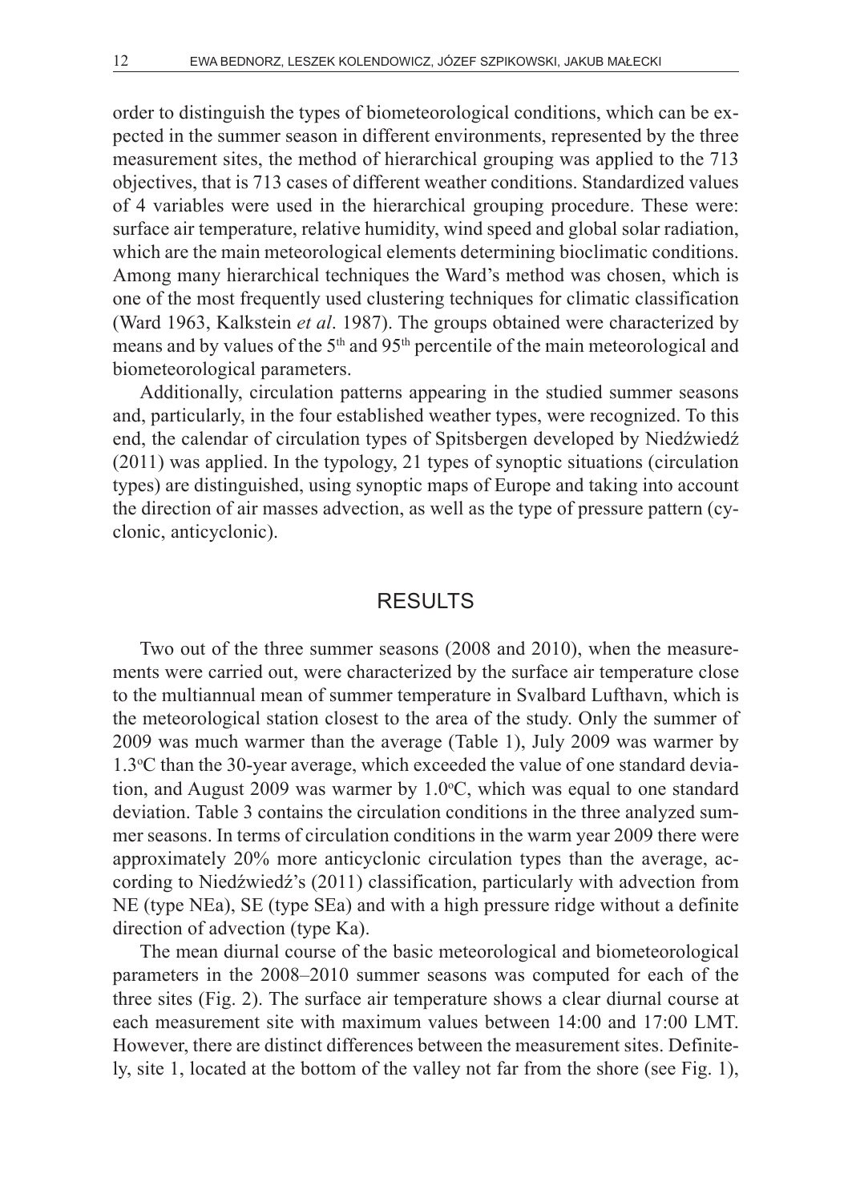order to distinguish the types of biometeorological conditions, which can be expected in the summer season in different environments, represented by the three measurement sites, the method of hierarchical grouping was applied to the 713 objectives, that is 713 cases of different weather conditions. Standardized values of 4 variables were used in the hierarchical grouping procedure. These were: surface air temperature, relative humidity, wind speed and global solar radiation, which are the main meteorological elements determining bioclimatic conditions. Among many hierarchical techniques the Ward's method was chosen, which is one of the most frequently used clustering techniques for climatic classification (Ward 1963, Kalkstein *et al*. 1987). The groups obtained were characterized by means and by values of the 5$^{th}$ and 95$^{th}$ percentile of the main meteorological and biometeorological parameters.

Additionally, circulation patterns appearing in the studied summer seasons and, particularly, in the four established weather types, were recognized. To this end, the calendar of circulation types of Spitsbergen developed by Niedźwiedź (2011) was applied. In the typology, 21 types of synoptic situations (circulation types) are distinguished, using synoptic maps of Europe and taking into account the direction of air masses advection, as well as the type of pressure pattern (cyclonic, anticyclonic).

## RESULTS

Two out of the three summer seasons (2008 and 2010), when the measurements were carried out, were characterized by the surface air temperature close to the multiannual mean of summer temperature in Svalbard Lufthavn, which is the meteorological station closest to the area of the study. Only the summer of 2009 was much warmer than the average (Table 1), July 2009 was warmer by 1.3°C than the 30-year average, which exceeded the value of one standard deviation, and August 2009 was warmer by 1.0°C, which was equal to one standard deviation. Table 3 contains the circulation conditions in the three analyzed summer seasons. In terms of circulation conditions in the warm year 2009 there were approximately 20% more anticyclonic circulation types than the average, according to Niedźwiedź's (2011) classification, particularly with advection from NE (type NEa), SE (type SEa) and with a high pressure ridge without a definite direction of advection (type Ka).

The mean diurnal course of the basic meteorological and biometeorological parameters in the 2008–2010 summer seasons was computed for each of the three sites (Fig. 2). The surface air temperature shows a clear diurnal course at each measurement site with maximum values between 14:00 and 17:00 LMT. However, there are distinct differences between the measurement sites. Definitely, site 1, located at the bottom of the valley not far from the shore (see Fig. 1),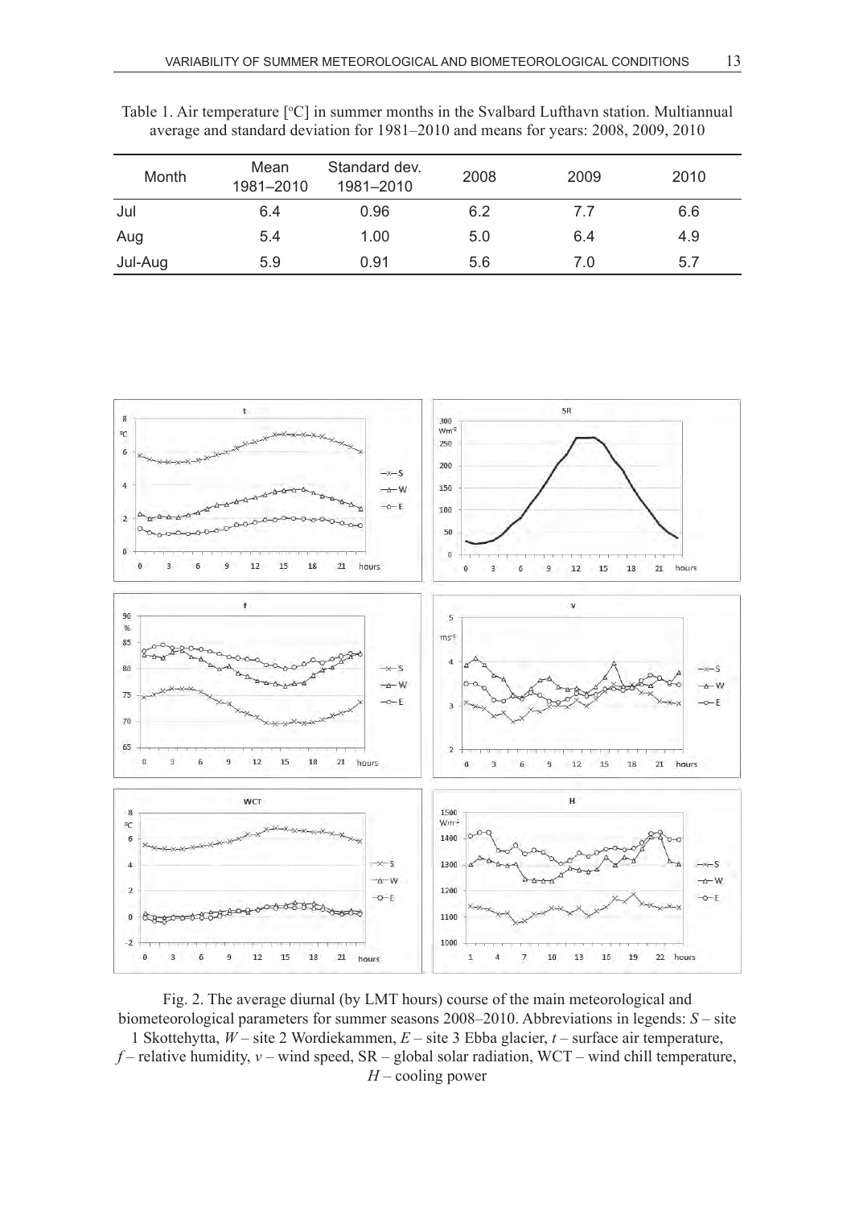Table 1. Air temperature [°C] in summer months in the Svalbard Lufthavn station. Multiannual average and standard deviation for 1981–2010 and means for years: 2008, 2009, 2010

| Month | Mean 1981–2010 | Standard dev. 1981–2010 | 2008 | 2009 | 2010 |
|---|---|---|---|---|---|
| Jul | 6.4 | 0.96 | 6.2 | 7.7 | 6.6 |
| Aug | 5.4 | 1.00 | 5.0 | 6.4 | 4.9 |
| Jul-Aug | 5.9 | 0.91 | 5.6 | 7.0 | 5.7 |

Fig. 2. The average diurnal (by LMT hours) course of the main meteorological and biometeorological parameters for summer seasons 2008–2010. Abbreviations in legends: *S* – site 1 Skottehytta, *W* – site 2 Wordiekammen, *E* – site 3 Ebba glacier, *t* – surface air temperature, *f* – relative humidity, *v* – wind speed, SR – global solar radiation, WCT – wind chill temperature, *H* – cooling power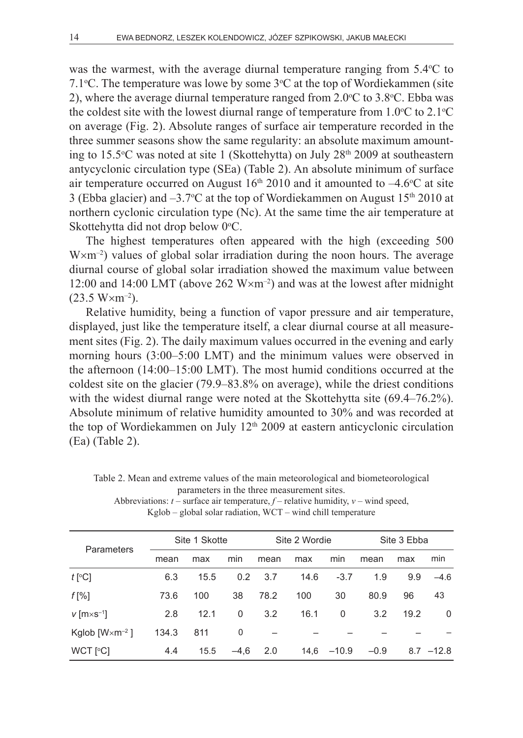was the warmest, with the average diurnal temperature ranging from 5.4°C to 7.1°C. The temperature was lowe by some 3°C at the top of Wordiekammen (site 2), where the average diurnal temperature ranged from 2.0°C to 3.8°C. Ebba was the coldest site with the lowest diurnal range of temperature from 1.0°C to 2.1°C on average (Fig. 2). Absolute ranges of surface air temperature recorded in the three summer seasons show the same regularity: an absolute maximum amounting to 15.5°C was noted at site 1 (Skottehytta) on July 28th 2009 at southeastern antycyclonic circulation type (SEa) (Table 2). An absolute minimum of surface air temperature occurred on August 16th 2010 and it amounted to –4.6°C at site 3 (Ebba glacier) and –3.7°C at the top of Wordiekammen on August 15th 2010 at northern cyclonic circulation type (Nc). At the same time the air temperature at Skottehytta did not drop below 0°C.

The highest temperatures often appeared with the high (exceeding 500 W×m$^{-2}$) values of global solar irradiation during the noon hours. The average diurnal course of global solar irradiation showed the maximum value between 12:00 and 14:00 LMT (above 262 W×m$^{-2}$) and was at the lowest after midnight (23.5 W×m$^{-2}$).

Relative humidity, being a function of vapor pressure and air temperature, displayed, just like the temperature itself, a clear diurnal course at all measurement sites (Fig. 2). The daily maximum values occurred in the evening and early morning hours (3:00–5:00 LMT) and the minimum values were observed in the afternoon (14:00–15:00 LMT). The most humid conditions occurred at the coldest site on the glacier (79.9–83.8% on average), while the driest conditions with the widest diurnal range were noted at the Skottehytta site (69.4–76.2%). Absolute minimum of relative humidity amounted to 30% and was recorded at the top of Wordiekammen on July 12th 2009 at eastern anticyclonic circulation (Ea) (Table 2).

Table 2. Mean and extreme values of the main meteorological and biometeorological parameters in the three measurement sites.
Abbreviations: *t* – surface air temperature, *f* – relative humidity, *v* – wind speed, Kglob – global solar radiation, WCT – wind chill temperature

| Parameters | Site 1 Skotte | | | Site 2 Wordie | | | Site 3 Ebba | | |
|---|---|---|---|---|---|---|---|---|---|
| | mean | max | min | mean | max | min | mean | max | min |
| $t$ [°C] | 6.3 | 15.5 | 0.2 | 3.7 | 14.6 | -3.7 | 1.9 | 9.9 | –4.6 |
| $f$ [%] | 73.6 | 100 | 38 | 78.2 | 100 | 30 | 80.9 | 96 | 43 |
| $v$ [m×s$^{-1}$] | 2.8 | 12.1 | 0 | 3.2 | 16.1 | 0 | 3.2 | 19.2 | 0 |
| Kglob [W×m$^{-2}$] | 134.3 | 811 | 0 | – | – | – | – | – | – |
| WCT [°C] | 4.4 | 15.5 | –4,6 | 2.0 | 14,6 | –10.9 | –0.9 | 8.7 | –12.8 |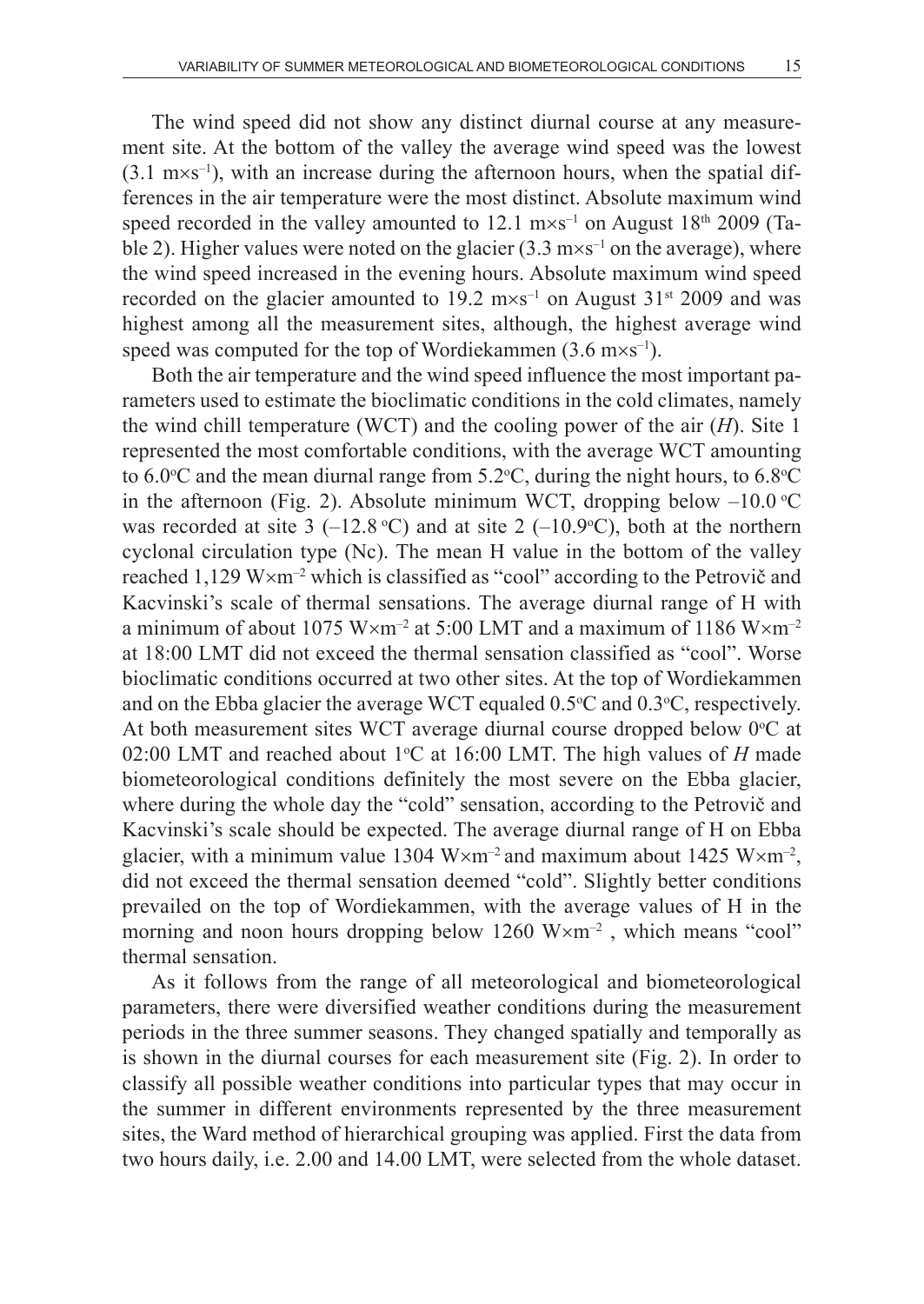The wind speed did not show any distinct diurnal course at any measurement site. At the bottom of the valley the average wind speed was the lowest (3.1 m×s$^{-1}$), with an increase during the afternoon hours, when the spatial differences in the air temperature were the most distinct. Absolute maximum wind speed recorded in the valley amounted to 12.1 m×s$^{-1}$ on August 18$^{th}$ 2009 (Table 2). Higher values were noted on the glacier (3.3 m×s$^{-1}$ on the average), where the wind speed increased in the evening hours. Absolute maximum wind speed recorded on the glacier amounted to 19.2 m×s$^{-1}$ on August 31$^{st}$ 2009 and was highest among all the measurement sites, although, the highest average wind speed was computed for the top of Wordiekammen (3.6 m×s$^{-1}$).

Both the air temperature and the wind speed influence the most important parameters used to estimate the bioclimatic conditions in the cold climates, namely the wind chill temperature (WCT) and the cooling power of the air (*H*). Site 1 represented the most comfortable conditions, with the average WCT amounting to 6.0°C and the mean diurnal range from 5.2°C, during the night hours, to 6.8°C in the afternoon (Fig. 2). Absolute minimum WCT, dropping below –10.0 °C was recorded at site 3 (–12.8 °C) and at site 2 (–10.9°C), both at the northern cyclonal circulation type (Nc). The mean H value in the bottom of the valley reached 1,129 W×m$^{-2}$ which is classified as "cool" according to the Petrovič and Kacvinski's scale of thermal sensations. The average diurnal range of H with a minimum of about 1075 W×m$^{-2}$ at 5:00 LMT and a maximum of 1186 W×m$^{-2}$ at 18:00 LMT did not exceed the thermal sensation classified as "cool". Worse bioclimatic conditions occurred at two other sites. At the top of Wordiekammen and on the Ebba glacier the average WCT equaled 0.5°C and 0.3°C, respectively. At both measurement sites WCT average diurnal course dropped below 0°C at 02:00 LMT and reached about 1°C at 16:00 LMT. The high values of *H* made biometeorological conditions definitely the most severe on the Ebba glacier, where during the whole day the "cold" sensation, according to the Petrovič and Kacvinski's scale should be expected. The average diurnal range of H on Ebba glacier, with a minimum value 1304 W×m$^{-2}$ and maximum about 1425 W×m$^{-2}$, did not exceed the thermal sensation deemed "cold". Slightly better conditions prevailed on the top of Wordiekammen, with the average values of H in the morning and noon hours dropping below 1260 W×m$^{-2}$ , which means "cool" thermal sensation.

As it follows from the range of all meteorological and biometeorological parameters, there were diversified weather conditions during the measurement periods in the three summer seasons. They changed spatially and temporally as is shown in the diurnal courses for each measurement site (Fig. 2). In order to classify all possible weather conditions into particular types that may occur in the summer in different environments represented by the three measurement sites, the Ward method of hierarchical grouping was applied. First the data from two hours daily, i.e. 2.00 and 14.00 LMT, were selected from the whole dataset.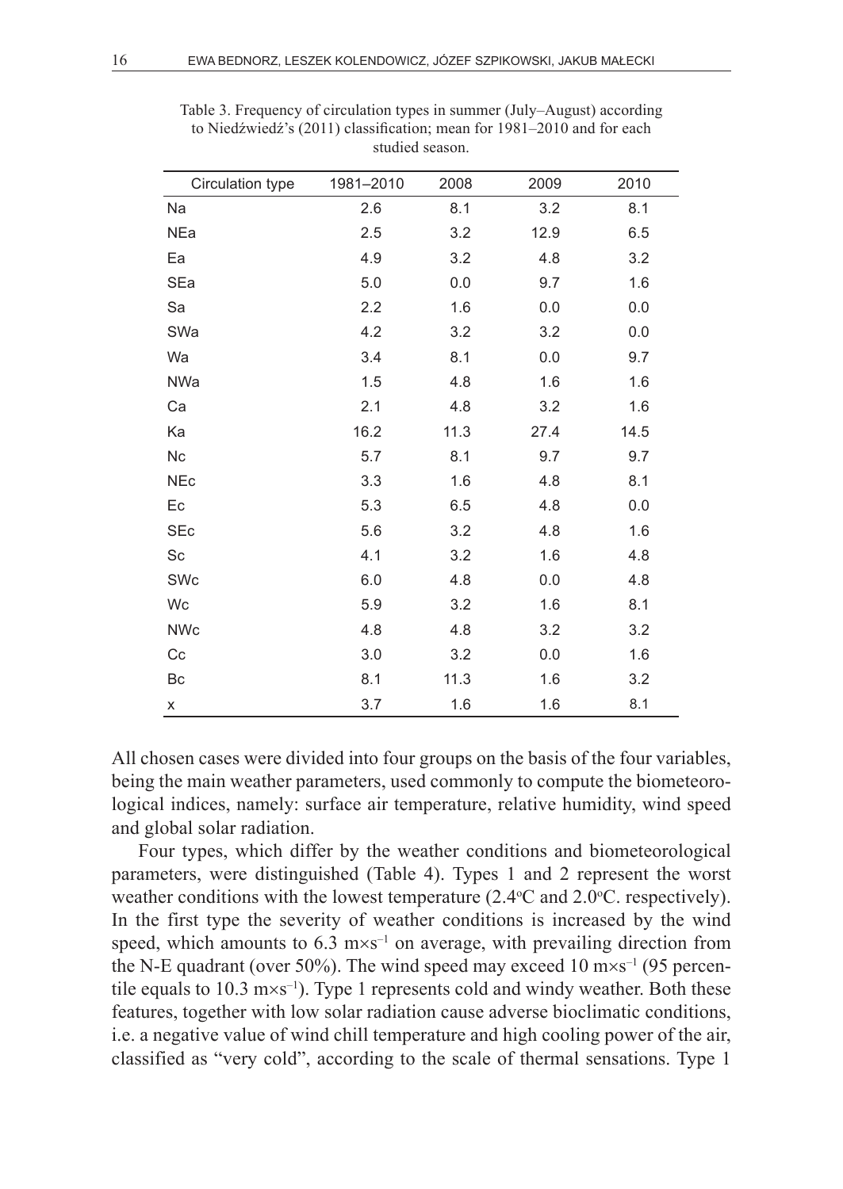Table 3. Frequency of circulation types in summer (July–August) according to Niedźwiedź's (2011) classification; mean for 1981–2010 and for each studied season.

| Circulation type | 1981–2010 | 2008 | 2009 | 2010 |
|---|---|---|---|---|
| Na | 2.6 | 8.1 | 3.2 | 8.1 |
| NEa | 2.5 | 3.2 | 12.9 | 6.5 |
| Ea | 4.9 | 3.2 | 4.8 | 3.2 |
| SEa | 5.0 | 0.0 | 9.7 | 1.6 |
| Sa | 2.2 | 1.6 | 0.0 | 0.0 |
| SWa | 4.2 | 3.2 | 3.2 | 0.0 |
| Wa | 3.4 | 8.1 | 0.0 | 9.7 |
| NWa | 1.5 | 4.8 | 1.6 | 1.6 |
| Ca | 2.1 | 4.8 | 3.2 | 1.6 |
| Ka | 16.2 | 11.3 | 27.4 | 14.5 |
| Nc | 5.7 | 8.1 | 9.7 | 9.7 |
| NEc | 3.3 | 1.6 | 4.8 | 8.1 |
| Ec | 5.3 | 6.5 | 4.8 | 0.0 |
| SEc | 5.6 | 3.2 | 4.8 | 1.6 |
| Sc | 4.1 | 3.2 | 1.6 | 4.8 |
| SWc | 6.0 | 4.8 | 0.0 | 4.8 |
| Wc | 5.9 | 3.2 | 1.6 | 8.1 |
| NWc | 4.8 | 4.8 | 3.2 | 3.2 |
| Cc | 3.0 | 3.2 | 0.0 | 1.6 |
| Bc | 8.1 | 11.3 | 1.6 | 3.2 |
| x | 3.7 | 1.6 | 1.6 | 8.1 |

All chosen cases were divided into four groups on the basis of the four variables, being the main weather parameters, used commonly to compute the biometeorological indices, namely: surface air temperature, relative humidity, wind speed and global solar radiation.

Four types, which differ by the weather conditions and biometeorological parameters, were distinguished (Table 4). Types 1 and 2 represent the worst weather conditions with the lowest temperature (2.4°C and 2.0°C. respectively). In the first type the severity of weather conditions is increased by the wind speed, which amounts to 6.3 $m \times s^{-1}$ on average, with prevailing direction from the N-E quadrant (over 50%). The wind speed may exceed 10 $m \times s^{-1}$ (95 percentile equals to 10.3 $m \times s^{-1}$). Type 1 represents cold and windy weather. Both these features, together with low solar radiation cause adverse bioclimatic conditions, i.e. a negative value of wind chill temperature and high cooling power of the air, classified as "very cold", according to the scale of thermal sensations. Type 1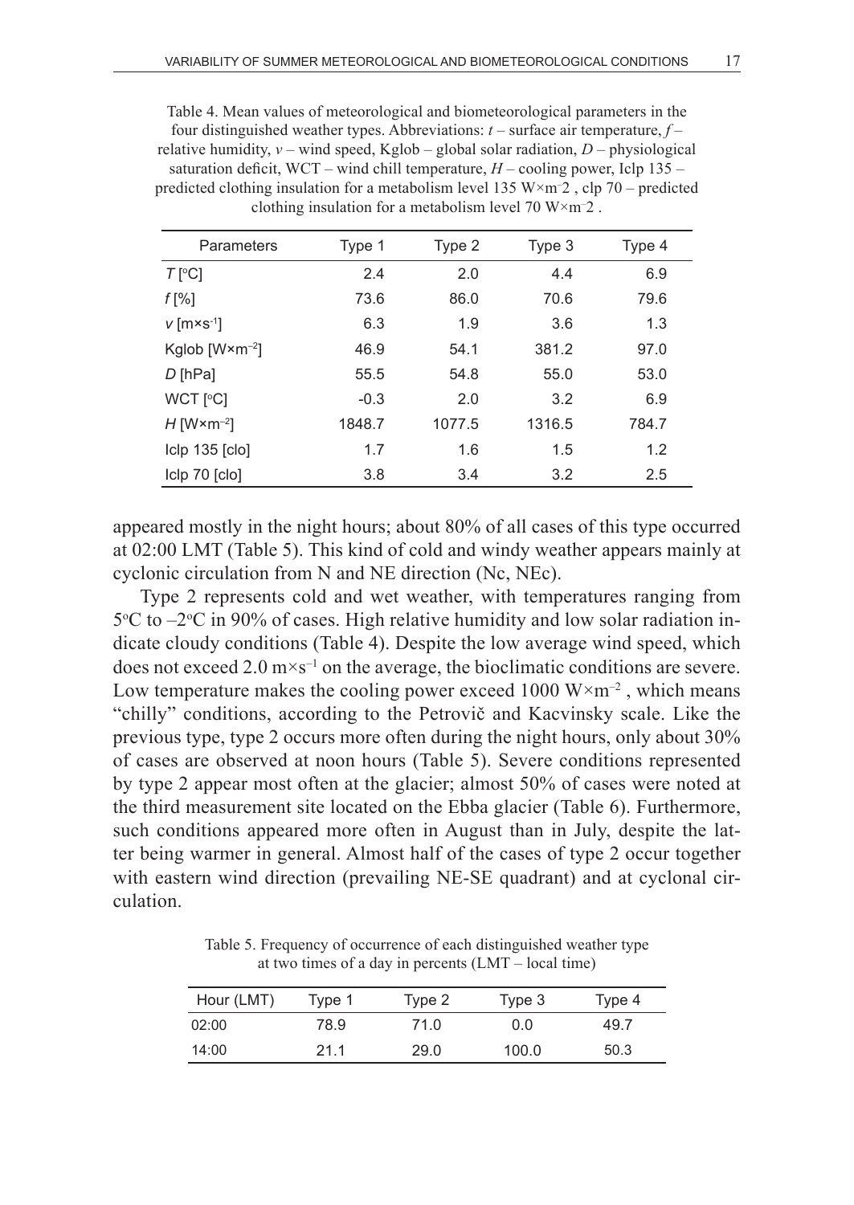Table 4. Mean values of meteorological and biometeorological parameters in the four distinguished weather types. Abbreviations: *t* – surface air temperature, *f* – relative humidity, *v* – wind speed, Kglob – global solar radiation, *D* – physiological saturation deficit, WCT – wind chill temperature, *H* – cooling power, Iclp 135 – predicted clothing insulation for a metabolism level 135 W×m–2 , clp 70 – predicted clothing insulation for a metabolism level 70 W×m–2 .

| Parameters | Type 1 | Type 2 | Type 3 | Type 4 |
|---|---|---|---|---|
| *T* [°C] | 2.4 | 2.0 | 4.4 | 6.9 |
| *f* [%] | 73.6 | 86.0 | 70.6 | 79.6 |
| *v* [m×s$^{-1}$] | 6.3 | 1.9 | 3.6 | 1.3 |
| Kglob [W×m$^{-2}$] | 46.9 | 54.1 | 381.2 | 97.0 |
| *D* [hPa] | 55.5 | 54.8 | 55.0 | 53.0 |
| WCT [°C] | -0.3 | 2.0 | 3.2 | 6.9 |
| *H* [W×m$^{-2}$] | 1848.7 | 1077.5 | 1316.5 | 784.7 |
| Iclp 135 [clo] | 1.7 | 1.6 | 1.5 | 1.2 |
| Iclp 70 [clo] | 3.8 | 3.4 | 3.2 | 2.5 |

appeared mostly in the night hours; about 80% of all cases of this type occurred at 02:00 LMT (Table 5). This kind of cold and windy weather appears mainly at cyclonic circulation from N and NE direction (Nc, NEc).

Type 2 represents cold and wet weather, with temperatures ranging from 5°C to –2°C in 90% of cases. High relative humidity and low solar radiation indicate cloudy conditions (Table 4). Despite the low average wind speed, which does not exceed 2.0 m×s$^{-1}$ on the average, the bioclimatic conditions are severe. Low temperature makes the cooling power exceed 1000 W×m$^{-2}$ , which means "chilly" conditions, according to the Petrovič and Kacvinsky scale. Like the previous type, type 2 occurs more often during the night hours, only about 30% of cases are observed at noon hours (Table 5). Severe conditions represented by type 2 appear most often at the glacier; almost 50% of cases were noted at the third measurement site located on the Ebba glacier (Table 6). Furthermore, such conditions appeared more often in August than in July, despite the latter being warmer in general. Almost half of the cases of type 2 occur together with eastern wind direction (prevailing NE-SE quadrant) and at cyclonal circulation.

Table 5. Frequency of occurrence of each distinguished weather type at two times of a day in percents (LMT – local time)

| Hour (LMT) | Type 1 | Type 2 | Type 3 | Type 4 |
|---|---|---|---|---|
| 02:00 | 78.9 | 71.0 | 0.0 | 49.7 |
| 14:00 | 21.1 | 29.0 | 100.0 | 50.3 |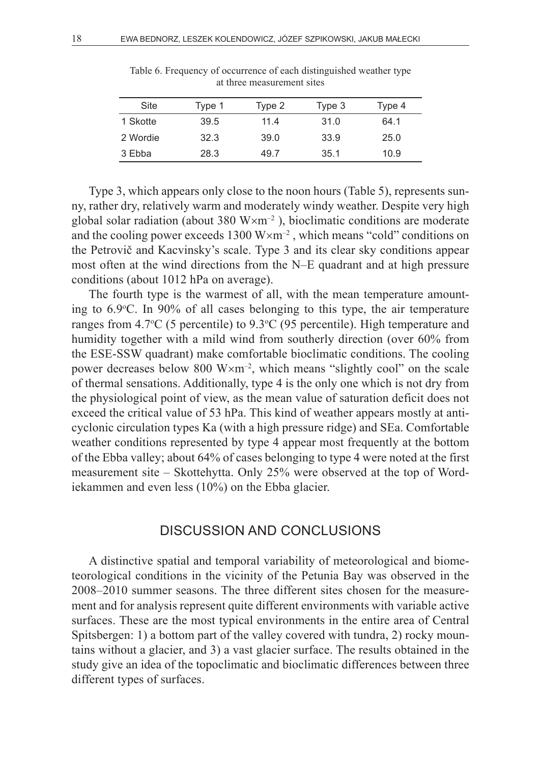Table 6. Frequency of occurrence of each distinguished weather type at three measurement sites

| Site | Type 1 | Type 2 | Type 3 | Type 4 |
|---|---|---|---|---|
| 1 Skotte | 39.5 | 11.4 | 31.0 | 64.1 |
| 2 Wordie | 32.3 | 39.0 | 33.9 | 25.0 |
| 3 Ebba | 28.3 | 49.7 | 35.1 | 10.9 |

Type 3, which appears only close to the noon hours (Table 5), represents sunny, rather dry, relatively warm and moderately windy weather. Despite very high global solar radiation (about 380 $W \times m^{-2}$ ), bioclimatic conditions are moderate and the cooling power exceeds 1300 $W \times m^{-2}$ , which means "cold" conditions on the Petrovič and Kacvinsky's scale. Type 3 and its clear sky conditions appear most often at the wind directions from the N–E quadrant and at high pressure conditions (about 1012 hPa on average).

The fourth type is the warmest of all, with the mean temperature amounting to 6.9°C. In 90% of all cases belonging to this type, the air temperature ranges from 4.7°C (5 percentile) to 9.3°C (95 percentile). High temperature and humidity together with a mild wind from southerly direction (over 60% from the ESE-SSW quadrant) make comfortable bioclimatic conditions. The cooling power decreases below 800 $W \times m^{-2}$, which means "slightly cool" on the scale of thermal sensations. Additionally, type 4 is the only one which is not dry from the physiological point of view, as the mean value of saturation deficit does not exceed the critical value of 53 hPa. This kind of weather appears mostly at anticyclonic circulation types Ka (with a high pressure ridge) and SEa. Comfortable weather conditions represented by type 4 appear most frequently at the bottom of the Ebba valley; about 64% of cases belonging to type 4 were noted at the first measurement site – Skottehytta. Only 25% were observed at the top of Wordiekammen and even less (10%) on the Ebba glacier.

## DISCUSSION AND CONCLUSIONS

A distinctive spatial and temporal variability of meteorological and biometeorological conditions in the vicinity of the Petunia Bay was observed in the 2008–2010 summer seasons. The three different sites chosen for the measurement and for analysis represent quite different environments with variable active surfaces. These are the most typical environments in the entire area of Central Spitsbergen: 1) a bottom part of the valley covered with tundra, 2) rocky mountains without a glacier, and 3) a vast glacier surface. The results obtained in the study give an idea of the topoclimatic and bioclimatic differences between three different types of surfaces.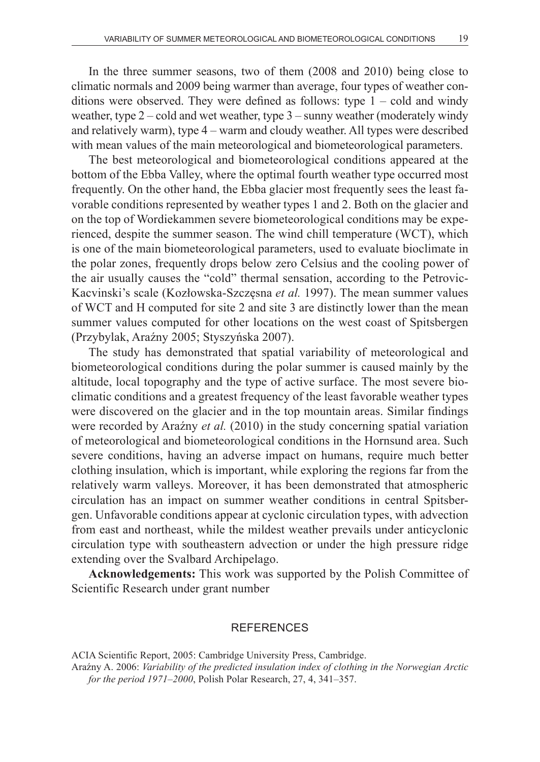In the three summer seasons, two of them (2008 and 2010) being close to climatic normals and 2009 being warmer than average, four types of weather conditions were observed. They were defined as follows: type 1 – cold and windy weather, type 2 – cold and wet weather, type 3 – sunny weather (moderately windy and relatively warm), type 4 – warm and cloudy weather. All types were described with mean values of the main meteorological and biometeorological parameters.

The best meteorological and biometeorological conditions appeared at the bottom of the Ebba Valley, where the optimal fourth weather type occurred most frequently. On the other hand, the Ebba glacier most frequently sees the least favorable conditions represented by weather types 1 and 2. Both on the glacier and on the top of Wordiekammen severe biometeorological conditions may be experienced, despite the summer season. The wind chill temperature (WCT), which is one of the main biometeorological parameters, used to evaluate bioclimate in the polar zones, frequently drops below zero Celsius and the cooling power of the air usually causes the "cold" thermal sensation, according to the Petrovic-Kacvinski's scale (Kozłowska-Szczęsna *et al.* 1997). The mean summer values of WCT and H computed for site 2 and site 3 are distinctly lower than the mean summer values computed for other locations on the west coast of Spitsbergen (Przybylak, Araźny 2005; Styszyńska 2007).

The study has demonstrated that spatial variability of meteorological and biometeorological conditions during the polar summer is caused mainly by the altitude, local topography and the type of active surface. The most severe bioclimatic conditions and a greatest frequency of the least favorable weather types were discovered on the glacier and in the top mountain areas. Similar findings were recorded by Araźny *et al.* (2010) in the study concerning spatial variation of meteorological and biometeorological conditions in the Hornsund area. Such severe conditions, having an adverse impact on humans, require much better clothing insulation, which is important, while exploring the regions far from the relatively warm valleys. Moreover, it has been demonstrated that atmospheric circulation has an impact on summer weather conditions in central Spitsbergen. Unfavorable conditions appear at cyclonic circulation types, with advection from east and northeast, while the mildest weather prevails under anticyclonic circulation type with southeastern advection or under the high pressure ridge extending over the Svalbard Archipelago.

**Acknowledgements:** This work was supported by the Polish Committee of Scientific Research under grant number

## REFERENCES

ACIA Scientific Report, 2005: Cambridge University Press, Cambridge.

Araźny A. 2006: *Variability of the predicted insulation index of clothing in the Norwegian Arctic for the period 1971–2000*, Polish Polar Research, 27, 4, 341–357.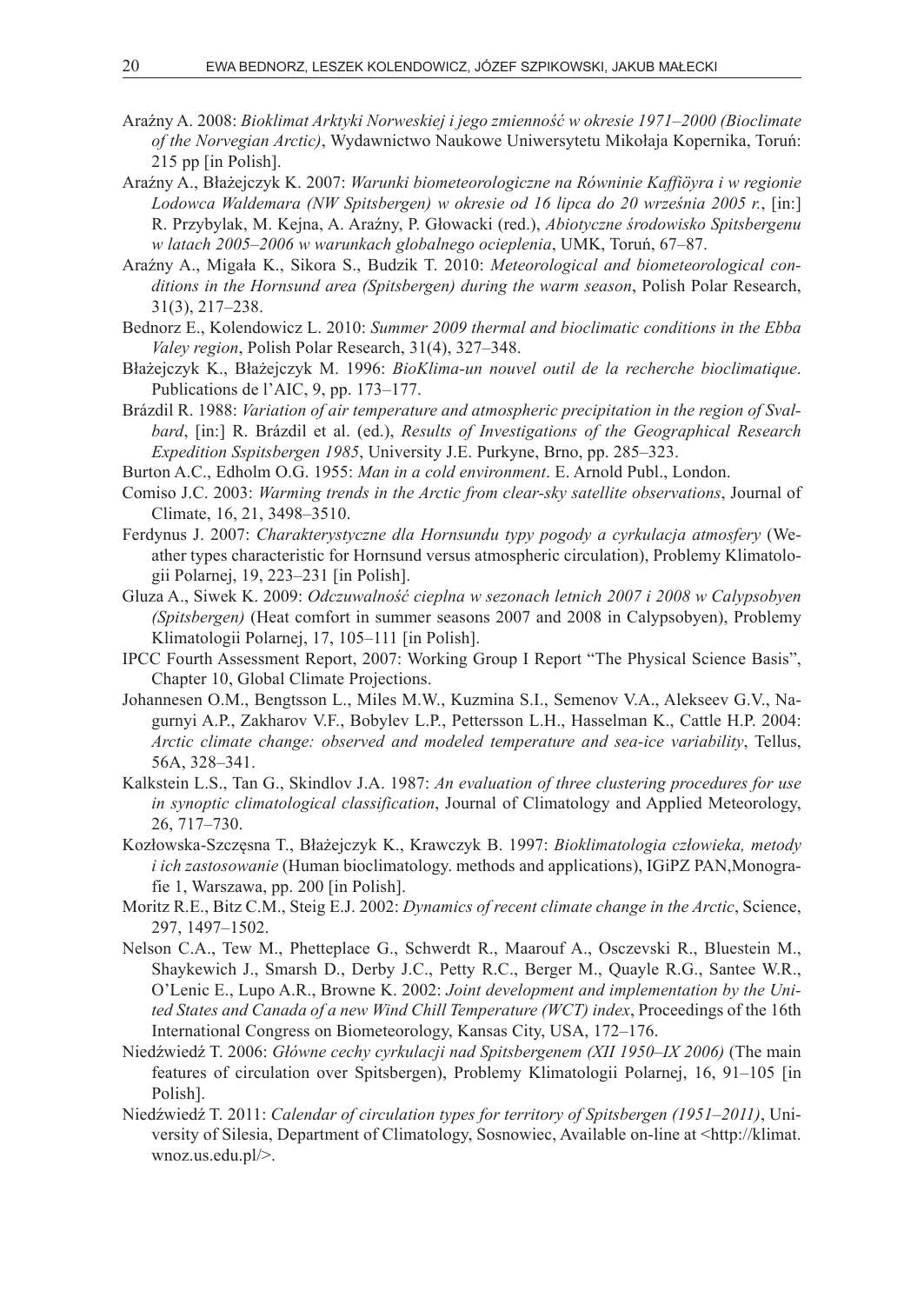Araźny A. 2008: *Bioklimat Arktyki Norweskiej i jego zmienność w okresie 1971–2000 (Bioclimate of the Norvegian Arctic)*, Wydawnictwo Naukowe Uniwersytetu Mikołaja Kopernika, Toruń: 215 pp [in Polish].

Araźny A., Błażejczyk K. 2007: *Warunki biometeorologiczne na Równinie Kaffiöyra i w regionie Lodowca Waldemara (NW Spitsbergen) w okresie od 16 lipca do 20 września 2005 r.*, [in:] R. Przybylak, M. Kejna, A. Araźny, P. Głowacki (red.), *Abiotyczne środowisko Spitsbergenu w latach 2005–2006 w warunkach globalnego ocieplenia*, UMK, Toruń, 67–87.

Araźny A., Migała K., Sikora S., Budzik T. 2010: *Meteorological and biometeorological conditions in the Hornsund area (Spitsbergen) during the warm season*, Polish Polar Research, 31(3), 217–238.

Bednorz E., Kolendowicz L. 2010: *Summer 2009 thermal and bioclimatic conditions in the Ebba Valey region*, Polish Polar Research, 31(4), 327–348.

Błażejczyk K., Błażejczyk M. 1996: *BioKlima-un nouvel outil de la recherche bioclimatique*. Publications de l'AIC, 9, pp. 173–177.

Brázdil R. 1988: *Variation of air temperature and atmospheric precipitation in the region of Svalbard*, [in:] R. Brázdil et al. (ed.), *Results of Investigations of the Geographical Research Expedition Sspitsbergen 1985*, University J.E. Purkyne, Brno, pp. 285–323.

Burton A.C., Edholm O.G. 1955: *Man in a cold environment*. E. Arnold Publ., London.

Comiso J.C. 2003: *Warming trends in the Arctic from clear-sky satellite observations*, Journal of Climate, 16, 21, 3498–3510.

Ferdynus J. 2007: *Charakterystyczne dla Hornsundu typy pogody a cyrkulacja atmosfery* (Weather types characteristic for Hornsund versus atmospheric circulation), Problemy Klimatologii Polarnej, 19, 223–231 [in Polish].

Gluza A., Siwek K. 2009: *Odczuwalność cieplna w sezonach letnich 2007 i 2008 w Calypsobyen (Spitsbergen)* (Heat comfort in summer seasons 2007 and 2008 in Calypsobyen), Problemy Klimatologii Polarnej, 17, 105–111 [in Polish].

IPCC Fourth Assessment Report, 2007: Working Group I Report "The Physical Science Basis", Chapter 10, Global Climate Projections.

Johannesen O.M., Bengtsson L., Miles M.W., Kuzmina S.I., Semenov V.A., Alekseev G.V., Nagurnyi A.P., Zakharov V.F., Bobylev L.P., Pettersson L.H., Hasselman K., Cattle H.P. 2004: *Arctic climate change: observed and modeled temperature and sea-ice variability*, Tellus, 56A, 328–341.

Kalkstein L.S., Tan G., Skindlov J.A. 1987: *An evaluation of three clustering procedures for use in synoptic climatological classification*, Journal of Climatology and Applied Meteorology, 26, 717–730.

Kozłowska-Szczęsna T., Błażejczyk K., Krawczyk B. 1997: *Bioklimatologia człowieka, metody i ich zastosowanie* (Human bioclimatology. methods and applications), IGiPZ PAN,Monografie 1, Warszawa, pp. 200 [in Polish].

Moritz R.E., Bitz C.M., Steig E.J. 2002: *Dynamics of recent climate change in the Arctic*, Science, 297, 1497–1502.

Nelson C.A., Tew M., Phetteplace G., Schwerdt R., Maarouf A., Osczevski R., Bluestein M., Shaykewich J., Smarsh D., Derby J.C., Petty R.C., Berger M., Quayle R.G., Santee W.R., O'Lenic E., Lupo A.R., Browne K. 2002: *Joint development and implementation by the United States and Canada of a new Wind Chill Temperature (WCT) index*, Proceedings of the 16th International Congress on Biometeorology, Kansas City, USA, 172–176.

Niedźwiedź T. 2006: *Główne cechy cyrkulacji nad Spitsbergenem (XII 1950–IX 2006)* (The main features of circulation over Spitsbergen), Problemy Klimatologii Polarnej, 16, 91–105 [in Polish].

Niedźwiedź T. 2011: *Calendar of circulation types for territory of Spitsbergen (1951–2011)*, University of Silesia, Department of Climatology, Sosnowiec, Available on-line at <http://klimat.wnoz.us.edu.pl/>.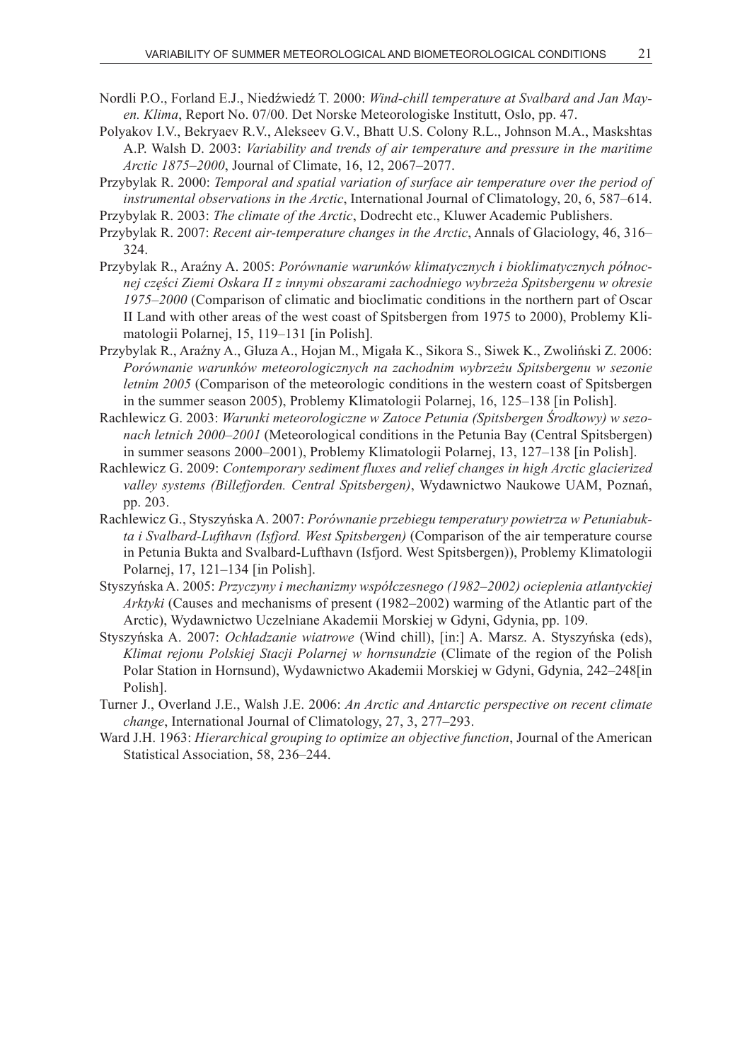Nordli P.O., Forland E.J., Niedźwiedź T. 2000: *Wind-chill temperature at Svalbard and Jan Mayen. Klima*, Report No. 07/00. Det Norske Meteorologiske Institutt, Oslo, pp. 47.

Polyakov I.V., Bekryaev R.V., Alekseev G.V., Bhatt U.S. Colony R.L., Johnson M.A., Maskshtas A.P. Walsh D. 2003: *Variability and trends of air temperature and pressure in the maritime Arctic 1875–2000*, Journal of Climate, 16, 12, 2067–2077.

Przybylak R. 2000: *Temporal and spatial variation of surface air temperature over the period of instrumental observations in the Arctic*, International Journal of Climatology, 20, 6, 587–614.

Przybylak R. 2003: *The climate of the Arctic*, Dodrecht etc., Kluwer Academic Publishers.

Przybylak R. 2007: *Recent air-temperature changes in the Arctic*, Annals of Glaciology, 46, 316–324.

Przybylak R., Araźny A. 2005: *Porównanie warunków klimatycznych i bioklimatycznych północnej części Ziemi Oskara II z innymi obszarami zachodniego wybrzeża Spitsbergenu w okresie 1975–2000* (Comparison of climatic and bioclimatic conditions in the northern part of Oscar II Land with other areas of the west coast of Spitsbergen from 1975 to 2000), Problemy Klimatologii Polarnej, 15, 119–131 [in Polish].

Przybylak R., Araźny A., Gluza A., Hojan M., Migała K., Sikora S., Siwek K., Zwoliński Z. 2006: *Porównanie warunków meteorologicznych na zachodnim wybrzeżu Spitsbergenu w sezonie letnim 2005* (Comparison of the meteorologic conditions in the western coast of Spitsbergen in the summer season 2005), Problemy Klimatologii Polarnej, 16, 125–138 [in Polish].

Rachlewicz G. 2003: *Warunki meteorologiczne w Zatoce Petunia (Spitsbergen Środkowy) w sezonach letnich 2000–2001* (Meteorological conditions in the Petunia Bay (Central Spitsbergen) in summer seasons 2000–2001), Problemy Klimatologii Polarnej, 13, 127–138 [in Polish].

Rachlewicz G. 2009: *Contemporary sediment fluxes and relief changes in high Arctic glacierized valley systems (Billefjorden. Central Spitsbergen)*, Wydawnictwo Naukowe UAM, Poznań, pp. 203.

Rachlewicz G., Styszyńska A. 2007: *Porównanie przebiegu temperatury powietrza w Petuniabukta i Svalbard-Lufthavn (Isfjord. West Spitsbergen)* (Comparison of the air temperature course in Petunia Bukta and Svalbard-Lufthavn (Isfjord. West Spitsbergen)), Problemy Klimatologii Polarnej, 17, 121–134 [in Polish].

Styszyńska A. 2005: *Przyczyny i mechanizmy współczesnego (1982–2002) ocieplenia atlantyckiej Arktyki* (Causes and mechanisms of present (1982–2002) warming of the Atlantic part of the Arctic), Wydawnictwo Uczelniane Akademii Morskiej w Gdyni, Gdynia, pp. 109.

Styszyńska A. 2007: *Ochładzanie wiatrowe* (Wind chill), [in:] A. Marsz. A. Styszyńska (eds), *Klimat rejonu Polskiej Stacji Polarnej w hornsundzie* (Climate of the region of the Polish Polar Station in Hornsund), Wydawnictwo Akademii Morskiej w Gdyni, Gdynia, 242–248[in Polish].

Turner J., Overland J.E., Walsh J.E. 2006: *An Arctic and Antarctic perspective on recent climate change*, International Journal of Climatology, 27, 3, 277–293.

Ward J.H. 1963: *Hierarchical grouping to optimize an objective function*, Journal of the American Statistical Association, 58, 236–244.